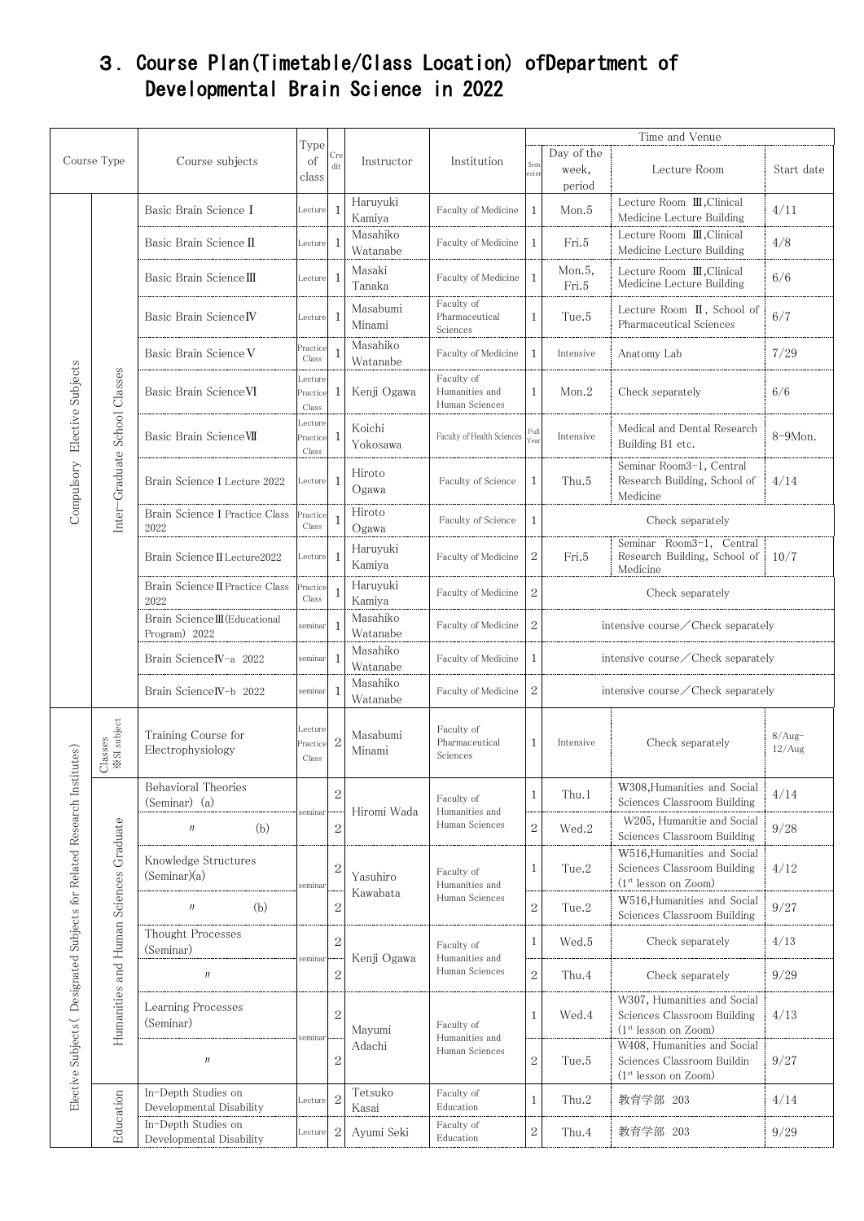# ３．Course Plan(Timetable/Class Location) ofDepartment of Developmental Brain Science in 2022

| Course Type | | Course subjects | Type of class | Credit | Instructor | Institution | Semester | Day of the week, period | Lecture Room | Start date |
|---|---|---|---|---|---|---|---|---|---|---|
| | | | | | | | Time and Venue | | | |
| Compulsory Elective Subjects | Inter-Graduate School Classes | Basic Brain Science Ⅰ | Lecture | 1 | Haruyuki Kamiya | Faculty of Medicine | 1 | Mon.5 | Lecture Room Ⅲ,Clinical Medicine Lecture Building | 4/11 |
| | | Basic Brain Science Ⅱ | Lecture | 1 | Masahiko Watanabe | Faculty of Medicine | 1 | Fri.5 | Lecture Room Ⅲ,Clinical Medicine Lecture Building | 4/8 |
| | | Basic Brain Science Ⅲ | Lecture | 1 | Masaki Tanaka | Faculty of Medicine | 1 | Mon.5, Fri.5 | Lecture Room Ⅲ,Clinical Medicine Lecture Building | 6/6 |
| | | Basic Brain Science Ⅳ | Lecture | 1 | Masabumi Minami | Faculty of Pharmaceutical Sciences | 1 | Tue.5 | Lecture Room Ⅱ, School of Pharmaceutical Sciences | 6/7 |
| | | Basic Brain Science Ⅴ | Practice Class | 1 | Masahiko Watanabe | Faculty of Medicine | 1 | Intensive | Anatomy Lab | 7/29 |
| | | Basic Brain Science Ⅵ | Lecture Practice Class | 1 | Kenji Ogawa | Faculty of Humanities and Human Sciences | 1 | Mon.2 | Check separately | 6/6 |
| | | Basic Brain Science Ⅶ | Lecture Practice Class | 1 | Koichi Yokosawa | Faculty of Health Sciences | Full Year | Intensive | Medical and Dental Research Building B1 etc. | 8-9Mon. |
| | | Brain Science Ⅰ Lecture 2022 | Lecture | 1 | Hiroto Ogawa | Faculty of Science | 1 | Thu.5 | Seminar Room3-1, Central Research Building, School of Medicine | 4/14 |
| | | Brain Science Ⅰ Practice Class 2022 | Practice Class | 1 | Hiroto Ogawa | Faculty of Science | 1 | Check separately | | |
| | | Brain Science Ⅱ Lecture2022 | Lecture | 1 | Haruyuki Kamiya | Faculty of Medicine | 2 | Fri.5 | Seminar Room3-1, Central Research Building, School of Medicine | 10/7 |
| | | Brain Science Ⅱ Practice Class 2022 | Practice Class | 1 | Haruyuki Kamiya | Faculty of Medicine | 2 | Check separately | | |
| | | Brain Science Ⅲ(Educational Program) 2022 | seminar | 1 | Masahiko Watanabe | Faculty of Medicine | 2 | intensive course／Check separately | | |
| | | Brain Science Ⅳ-a 2022 | seminar | 1 | Masahiko Watanabe | Faculty of Medicine | 1 | intensive course／Check separately | | |
| | | Brain Science Ⅳ-b 2022 | seminar | 1 | Masahiko Watanabe | Faculty of Medicine | 2 | intensive course／Check separately | | |
| Elective Subjects( Designated Subjects for Related Research Institutes) | Classes ※SI subject | Training Course for Electrophysiology | Lecture Practice Class | 2 | Masabumi Minami | Faculty of Pharmaceutical Sciences | 1 | Intensive | Check separately | 8/Aug-12/Aug |
| | Humanities and Human Sciences Graduate | Behavioral Theories (Seminar) (a) | seminar | 2 | Hiromi Wada | Faculty of Humanities and Human Sciences | 1 | Thu.1 | W308,Humanities and Social Sciences Classroom Building | 4/14 |
| | | 〃 (b) | | 2 | | | 2 | Wed.2 | W205, Humanitie and Social Sciences Classroom Building | 9/28 |
| | | Knowledge Structures (Seminar)(a) | seminar | 2 | Yasuhiro Kawabata | Faculty of Humanities and Human Sciences | 1 | Tue.2 | W516,Humanities and Social Sciences Classroom Building (1st lesson on Zoom) | 4/12 |
| | | 〃 (b) | | 2 | | | 2 | Tue.2 | W516,Humanities and Social Sciences Classroom Building | 9/27 |
| | | Thought Processes (Seminar) | seminar | 2 | Kenji Ogawa | Faculty of Humanities and Human Sciences | 1 | Wed.5 | Check separately | 4/13 |
| | | 〃 | | 2 | | | 2 | Thu.4 | Check separately | 9/29 |
| | | Learning Processes (Seminar) | seminar | 2 | Mayumi Adachi | Faculty of Humanities and Human Sciences | 1 | Wed.4 | W307, Humanities and Social Sciences Classroom Building (1st lesson on Zoom) | 4/13 |
| | | 〃 | | 2 | | | 2 | Tue.5 | W408, Humanities and Social Sciences Classroom Buildin (1st lesson on Zoom) | 9/27 |
| | Education | In-Depth Studies on Developmental Disability | Lecture | 2 | Tetsuko Kasai | Faculty of Education | 1 | Thu.2 | 教育学部 203 | 4/14 |
| | | In-Depth Studies on Developmental Disability | Lecture | 2 | Ayumi Seki | Faculty of Education | 2 | Thu.4 | 教育学部 203 | 9/29 |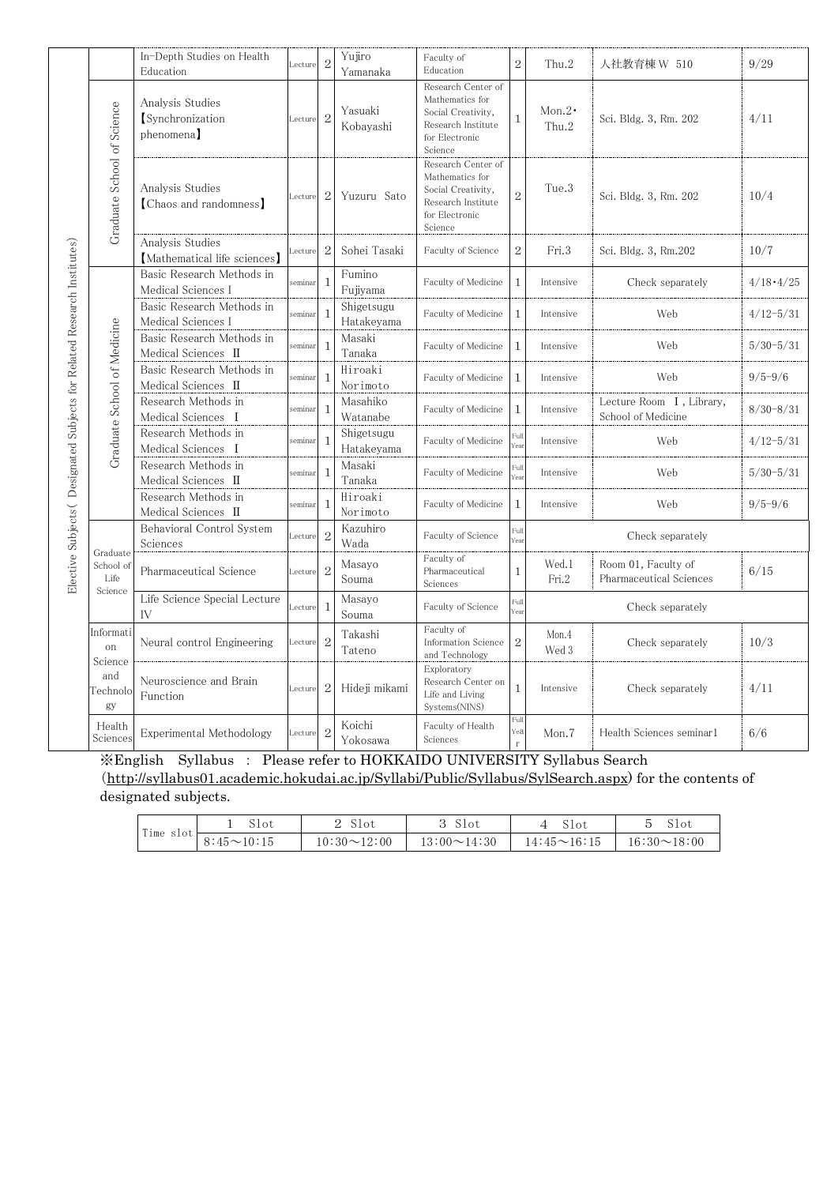| | | | | | | | | | | |
|---|---|---|---|---|---|---|---|---|---|---|
| Elective Subjects( Designated Subjects for Related Research Institutes) | | In-Depth Studies on Health Education | Lecture | 2 | Yujiro Yamanaka | Faculty of Education | 2 | Thu.2 | 人社教育棟W 510 | 9/29 |
| | Graduate School of Science | Analysis Studies 【Synchronization phenomena】 | Lecture | 2 | Yasuaki Kobayashi | Research Center of Mathematics for Social Creativity, Research Institute for Electronic Science | 1 | Mon.2・Thu.2 | Sci. Bldg. 3, Rm. 202 | 4/11 |
| | | Analysis Studies 【Chaos and randomness】 | Lecture | 2 | Yuzuru Sato | Research Center of Mathematics for Social Creativity, Research Institute for Electronic Science | 2 | Tue.3 | Sci. Bldg. 3, Rm. 202 | 10/4 |
| | | Analysis Studies 【Mathematical life sciences】 | Lecture | 2 | Sohei Tasaki | Faculty of Science | 2 | Fri.3 | Sci. Bldg. 3, Rm.202 | 10/7 |
| | Graduate School of Medicine | Basic Research Methods in Medical Sciences I | seminar | 1 | Fumino Fujiyama | Faculty of Medicine | 1 | Intensive | Check separately | 4/18・4/25 |
| | | Basic Research Methods in Medical Sciences I | seminar | 1 | Shigetsugu Hatakeyama | Faculty of Medicine | 1 | Intensive | Web | 4/12-5/31 |
| | | Basic Research Methods in Medical Sciences Ⅱ | seminar | 1 | Masaki Tanaka | Faculty of Medicine | 1 | Intensive | Web | 5/30-5/31 |
| | | Basic Research Methods in Medical Sciences Ⅱ | seminar | 1 | Hiroaki Norimoto | Faculty of Medicine | 1 | Intensive | Web | 9/5-9/6 |
| | | Research Methods in Medical Sciences Ⅰ | seminar | 1 | Masahiko Watanabe | Faculty of Medicine | 1 | Intensive | Lecture Room Ⅰ, Library, School of Medicine | 8/30-8/31 |
| | | Research Methods in Medical Sciences Ⅰ | seminar | 1 | Shigetsugu Hatakeyama | Faculty of Medicine | Full Year | Intensive | Web | 4/12-5/31 |
| | | Research Methods in Medical Sciences Ⅱ | seminar | 1 | Masaki Tanaka | Faculty of Medicine | Full Year | Intensive | Web | 5/30-5/31 |
| | | Research Methods in Medical Sciences Ⅱ | seminar | 1 | Hiroaki Norimoto | Faculty of Medicine | 1 | Intensive | Web | 9/5-9/6 |
| | Graduate School of Life Science | Behavioral Control System Sciences | Lecture | 2 | Kazuhiro Wada | Faculty of Science | Full Year | Check separately | | |
| | | Pharmaceutical Science | Lecture | 2 | Masayo Souma | Faculty of Pharmaceutical Sciences | 1 | Wed.1 Fri.2 | Room 01, Faculty of Pharmaceutical Sciences | 6/15 |
| | | Life Science Special Lecture Ⅳ | Lecture | 1 | Masayo Souma | Faculty of Science | Full Year | Check separately | | |
| | Information Science and Technology | Neural control Engineering | Lecture | 2 | Takashi Tateno | Faculty of Information Science and Technology | 2 | Mon.4 Wed 3 | Check separately | 10/3 |
| | | Neuroscience and Brain Function | Lecture | 2 | Hideji mikami | Exploratory Research Center on Life and Living Systems(NINS) | 1 | Intensive | Check separately | 4/11 |
| | Health Sciences | Experimental Methodology | Lecture | 2 | Koichi Yokosawa | Faculty of Health Sciences | Full Year | Mon.7 | Health Sciences seminar1 | 6/6 |

※English Syllabus : Please refer to HOKKAIDO UNIVERSITY Syllabus Search (http://syllabus01.academic.hokudai.ac.jp/Syllabi/Public/Syllabus/SylSearch.aspx) for the contents of designated subjects.

| Time slot | 1 Slot | 2 Slot | 3 Slot | 4 Slot | 5 Slot |
|---|---|---|---|---|---|
| | 8:45～10:15 | 10:30～12:00 | 13:00～14:30 | 14:45～16:15 | 16:30～18:00 |